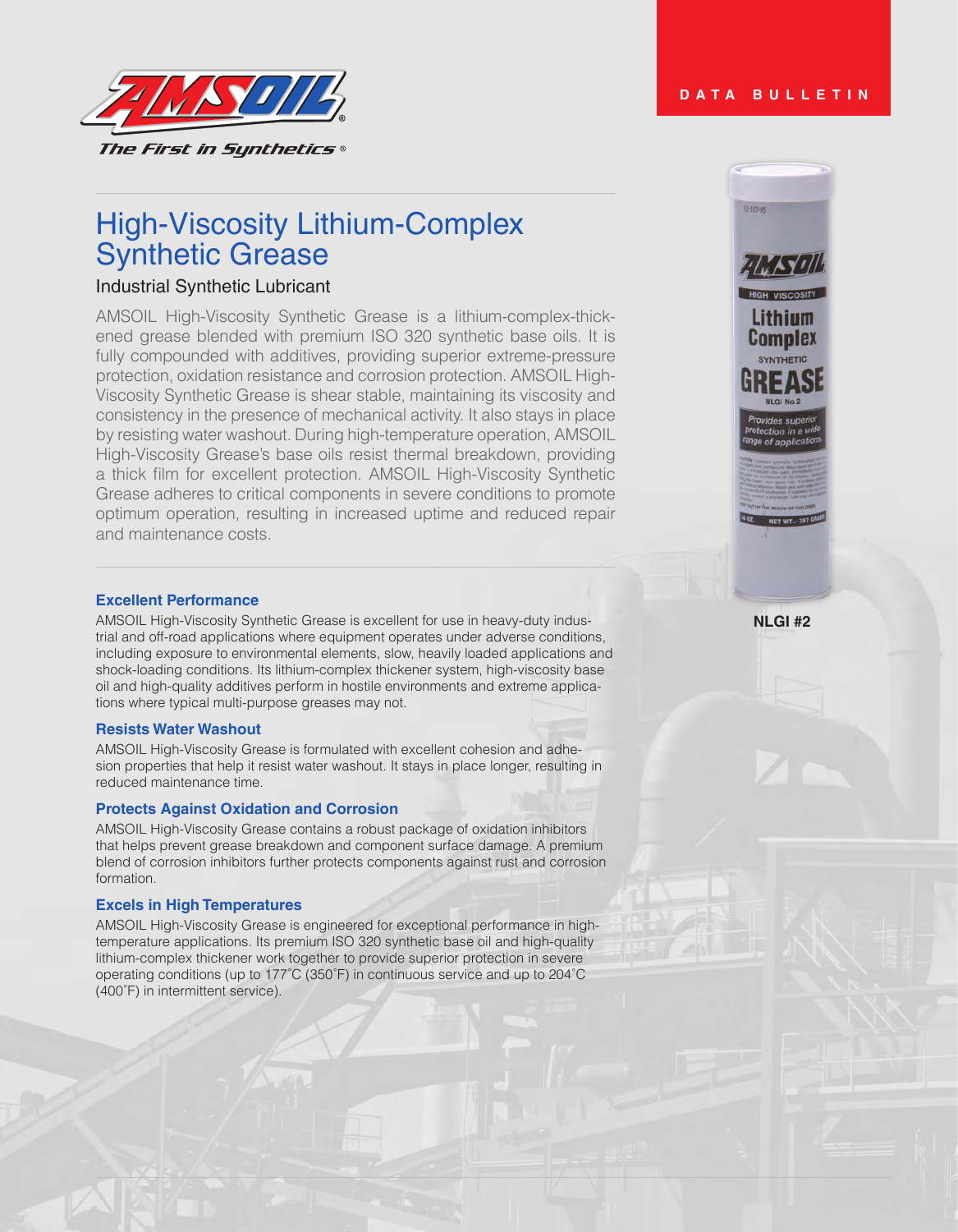DATA BULLETIN

# High-Viscosity Lithium-Complex Synthetic Grease

## Industrial Synthetic Lubricant

AMSOIL High-Viscosity Synthetic Grease is a lithium-complex-thickened grease blended with premium ISO 320 synthetic base oils. It is fully compounded with additives, providing superior extreme-pressure protection, oxidation resistance and corrosion protection. AMSOIL High-Viscosity Synthetic Grease is shear stable, maintaining its viscosity and consistency in the presence of mechanical activity. It also stays in place by resisting water washout. During high-temperature operation, AMSOIL High-Viscosity Grease's base oils resist thermal breakdown, providing a thick film for excellent protection. AMSOIL High-Viscosity Synthetic Grease adheres to critical components in severe conditions to promote optimum operation, resulting in increased uptime and reduced repair and maintenance costs.

NLGI #2

### Excellent Performance

AMSOIL High-Viscosity Synthetic Grease is excellent for use in heavy-duty industrial and off-road applications where equipment operates under adverse conditions, including exposure to environmental elements, slow, heavily loaded applications and shock-loading conditions. Its lithium-complex thickener system, high-viscosity base oil and high-quality additives perform in hostile environments and extreme applications where typical multi-purpose greases may not.

### Resists Water Washout

AMSOIL High-Viscosity Grease is formulated with excellent cohesion and adhesion properties that help it resist water washout. It stays in place longer, resulting in reduced maintenance time.

### Protects Against Oxidation and Corrosion

AMSOIL High-Viscosity Grease contains a robust package of oxidation inhibitors that helps prevent grease breakdown and component surface damage. A premium blend of corrosion inhibitors further protects components against rust and corrosion formation.

### Excels in High Temperatures

AMSOIL High-Viscosity Grease is engineered for exceptional performance in high-temperature applications. Its premium ISO 320 synthetic base oil and high-quality lithium-complex thickener work together to provide superior protection in severe operating conditions (up to 177˚C (350˚F) in continuous service and up to 204˚C (400˚F) in intermittent service).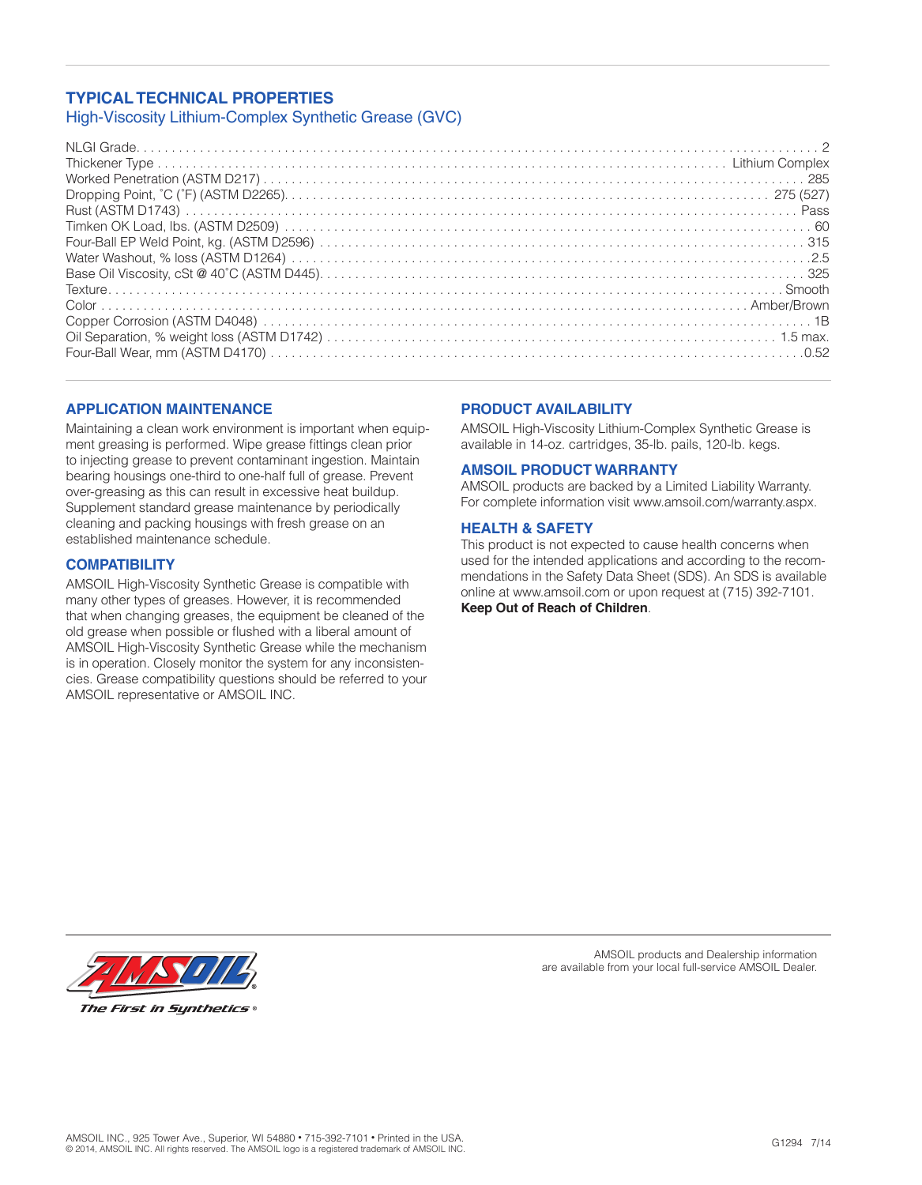## TYPICAL TECHNICAL PROPERTIES

### High-Viscosity Lithium-Complex Synthetic Grease (GVC)

| | |
|---|---|
| NLGI Grade | 2 |
| Thickener Type | Lithium Complex |
| Worked Penetration (ASTM D217) | 285 |
| Dropping Point, ˚C (˚F) (ASTM D2265) | 275 (527) |
| Rust (ASTM D1743) | Pass |
| Timken OK Load, lbs. (ASTM D2509) | 60 |
| Four-Ball EP Weld Point, kg. (ASTM D2596) | 315 |
| Water Washout, % loss (ASTM D1264) | 2.5 |
| Base Oil Viscosity, cSt @ 40˚C (ASTM D445) | 325 |
| Texture | Smooth |
| Color | Amber/Brown |
| Copper Corrosion (ASTM D4048) | 1B |
| Oil Separation, % weight loss (ASTM D1742) | 1.5 max. |
| Four-Ball Wear, mm (ASTM D4170) | 0.52 |

## APPLICATION MAINTENANCE

Maintaining a clean work environment is important when equipment greasing is performed. Wipe grease fittings clean prior to injecting grease to prevent contaminant ingestion. Maintain bearing housings one-third to one-half full of grease. Prevent over-greasing as this can result in excessive heat buildup. Supplement standard grease maintenance by periodically cleaning and packing housings with fresh grease on an established maintenance schedule.

## COMPATIBILITY

AMSOIL High-Viscosity Synthetic Grease is compatible with many other types of greases. However, it is recommended that when changing greases, the equipment be cleaned of the old grease when possible or flushed with a liberal amount of AMSOIL High-Viscosity Synthetic Grease while the mechanism is in operation. Closely monitor the system for any inconsistencies. Grease compatibility questions should be referred to your AMSOIL representative or AMSOIL INC.

## PRODUCT AVAILABILITY

AMSOIL High-Viscosity Lithium-Complex Synthetic Grease is available in 14-oz. cartridges, 35-lb. pails, 120-lb. kegs.

## AMSOIL PRODUCT WARRANTY

AMSOIL products are backed by a Limited Liability Warranty. For complete information visit www.amsoil.com/warranty.aspx.

## HEALTH & SAFETY

This product is not expected to cause health concerns when used for the intended applications and according to the recommendations in the Safety Data Sheet (SDS). An SDS is available online at www.amsoil.com or upon request at (715) 392-7101. **Keep Out of Reach of Children**.

AMSOIL — The First in Synthetics®

AMSOIL products and Dealership information are available from your local full-service AMSOIL Dealer.

AMSOIL INC., 925 Tower Ave., Superior, WI 54880 • 715-392-7101 • Printed in the USA.
© 2014, AMSOIL INC. All rights reserved. The AMSOIL logo is a registered trademark of AMSOIL INC.

G1294 7/14